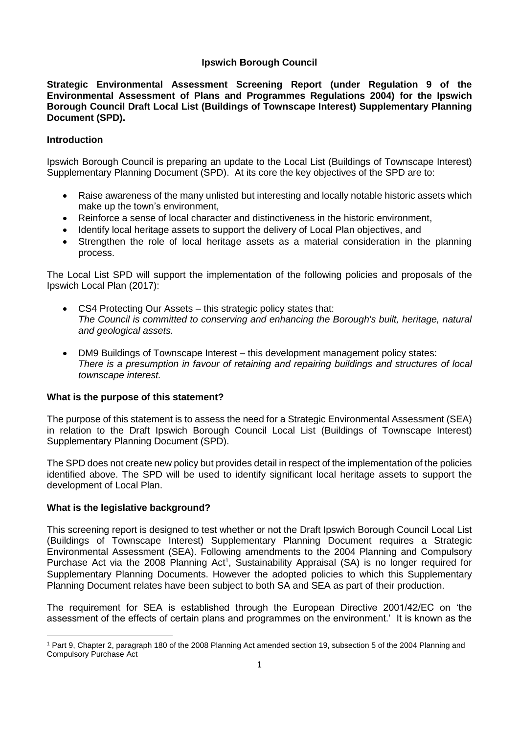**Ipswich Borough Council**

**Strategic Environmental Assessment Screening Report (under Regulation 9 of the Environmental Assessment of Plans and Programmes Regulations 2004) for the Ipswich Borough Council Draft Local List (Buildings of Townscape Interest) Supplementary Planning Document (SPD).**

## Introduction

Ipswich Borough Council is preparing an update to the Local List (Buildings of Townscape Interest) Supplementary Planning Document (SPD). At its core the key objectives of the SPD are to:

- Raise awareness of the many unlisted but interesting and locally notable historic assets which make up the town's environment,
- Reinforce a sense of local character and distinctiveness in the historic environment,
- Identify local heritage assets to support the delivery of Local Plan objectives, and
- Strengthen the role of local heritage assets as a material consideration in the planning process.

The Local List SPD will support the implementation of the following policies and proposals of the Ipswich Local Plan (2017):

- CS4 Protecting Our Assets – this strategic policy states that:
  *The Council is committed to conserving and enhancing the Borough's built, heritage, natural and geological assets.*

- DM9 Buildings of Townscape Interest – this development management policy states:
  *There is a presumption in favour of retaining and repairing buildings and structures of local townscape interest.*

## What is the purpose of this statement?

The purpose of this statement is to assess the need for a Strategic Environmental Assessment (SEA) in relation to the Draft Ipswich Borough Council Local List (Buildings of Townscape Interest) Supplementary Planning Document (SPD).

The SPD does not create new policy but provides detail in respect of the implementation of the policies identified above. The SPD will be used to identify significant local heritage assets to support the development of Local Plan.

## What is the legislative background?

This screening report is designed to test whether or not the Draft Ipswich Borough Council Local List (Buildings of Townscape Interest) Supplementary Planning Document requires a Strategic Environmental Assessment (SEA). Following amendments to the 2004 Planning and Compulsory Purchase Act via the 2008 Planning Act[1], Sustainability Appraisal (SA) is no longer required for Supplementary Planning Documents. However the adopted policies to which this Supplementary Planning Document relates have been subject to both SA and SEA as part of their production.

The requirement for SEA is established through the European Directive 2001/42/EC on 'the assessment of the effects of certain plans and programmes on the environment.' It is known as the

[1] Part 9, Chapter 2, paragraph 180 of the 2008 Planning Act amended section 19, subsection 5 of the 2004 Planning and Compulsory Purchase Act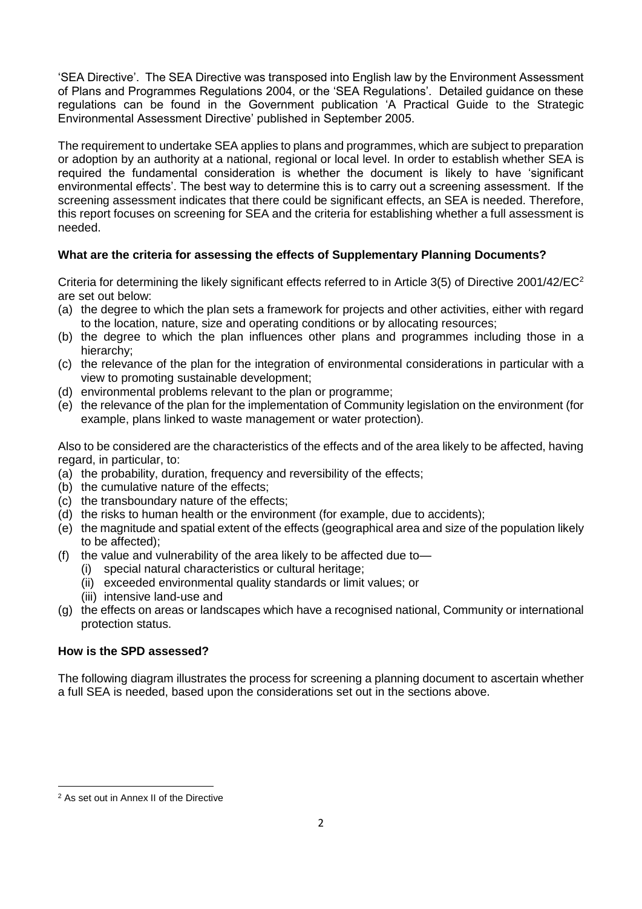'SEA Directive'. The SEA Directive was transposed into English law by the Environment Assessment of Plans and Programmes Regulations 2004, or the 'SEA Regulations'. Detailed guidance on these regulations can be found in the Government publication 'A Practical Guide to the Strategic Environmental Assessment Directive' published in September 2005.

The requirement to undertake SEA applies to plans and programmes, which are subject to preparation or adoption by an authority at a national, regional or local level. In order to establish whether SEA is required the fundamental consideration is whether the document is likely to have 'significant environmental effects'. The best way to determine this is to carry out a screening assessment. If the screening assessment indicates that there could be significant effects, an SEA is needed. Therefore, this report focuses on screening for SEA and the criteria for establishing whether a full assessment is needed.

**What are the criteria for assessing the effects of Supplementary Planning Documents?**

Criteria for determining the likely significant effects referred to in Article 3(5) of Directive 2001/42/EC[2] are set out below:

(a) the degree to which the plan sets a framework for projects and other activities, either with regard to the location, nature, size and operating conditions or by allocating resources;
(b) the degree to which the plan influences other plans and programmes including those in a hierarchy;
(c) the relevance of the plan for the integration of environmental considerations in particular with a view to promoting sustainable development;
(d) environmental problems relevant to the plan or programme;
(e) the relevance of the plan for the implementation of Community legislation on the environment (for example, plans linked to waste management or water protection).

Also to be considered are the characteristics of the effects and of the area likely to be affected, having regard, in particular, to:

(a) the probability, duration, frequency and reversibility of the effects;
(b) the cumulative nature of the effects;
(c) the transboundary nature of the effects;
(d) the risks to human health or the environment (for example, due to accidents);
(e) the magnitude and spatial extent of the effects (geographical area and size of the population likely to be affected);
(f) the value and vulnerability of the area likely to be affected due to—
    (i) special natural characteristics or cultural heritage;
    (ii) exceeded environmental quality standards or limit values; or
    (iii) intensive land-use and
(g) the effects on areas or landscapes which have a recognised national, Community or international protection status.

**How is the SPD assessed?**

The following diagram illustrates the process for screening a planning document to ascertain whether a full SEA is needed, based upon the considerations set out in the sections above.

[2] As set out in Annex II of the Directive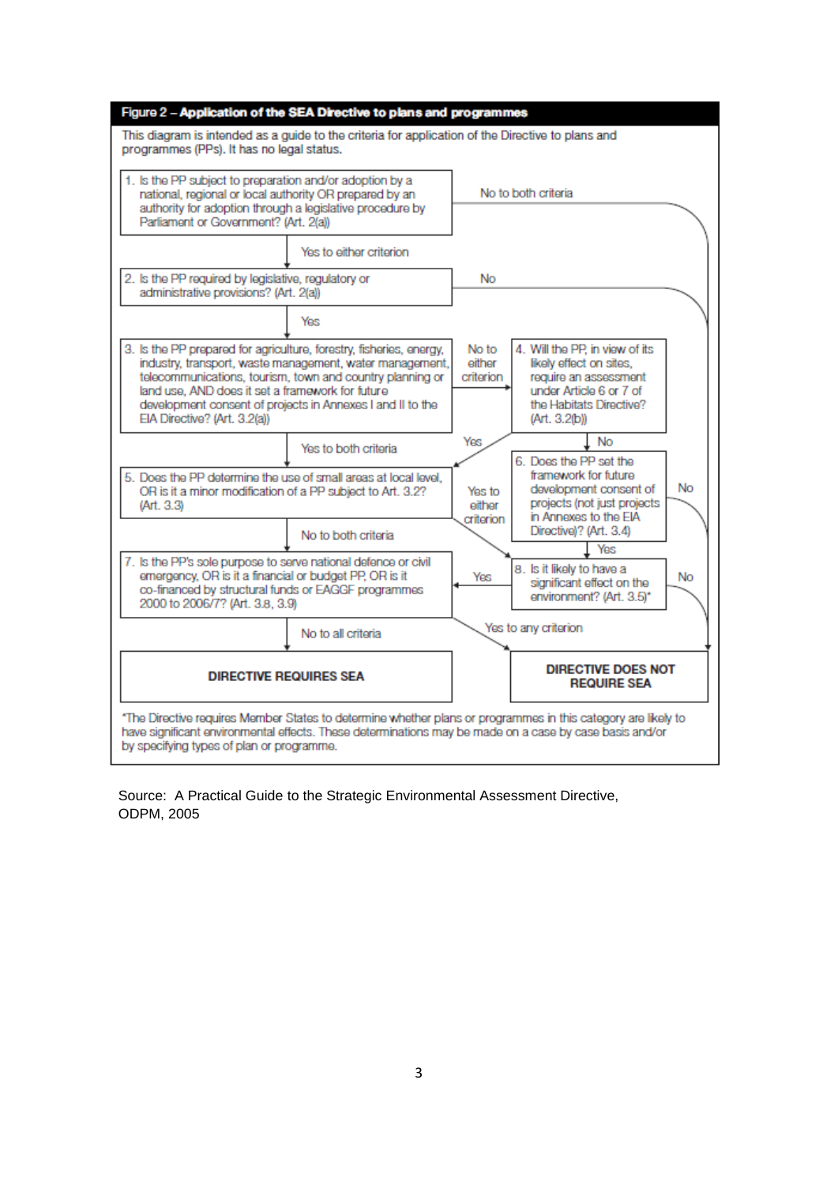**Figure 2 – Application of the SEA Directive to plans and programmes**

This diagram is intended as a guide to the criteria for application of the Directive to plans and programmes (PPs). It has no legal status.

1. Is the PP subject to preparation and/or adoption by a national, regional or local authority OR prepared by an authority for adoption through a legislative procedure by Parliament or Government? (Art. 2(a))
   - Yes to either criterion → 2
   - No to both criteria → DIRECTIVE DOES NOT REQUIRE SEA

2. Is the PP required by legislative, regulatory or administrative provisions? (Art. 2(a))
   - Yes → 3
   - No → DIRECTIVE DOES NOT REQUIRE SEA

3. Is the PP prepared for agriculture, forestry, fisheries, energy, industry, transport, waste management, water management, telecommunications, tourism, town and country planning or land use, AND does it set a framework for future development consent of projects in Annexes I and II to the EIA Directive? (Art. 3.2(a))
   - Yes to both criteria → 5
   - No to either criterion → 4

4. Will the PP, in view of its likely effect on sites, require an assessment under Article 6 or 7 of the Habitats Directive? (Art. 3.2(b))
   - Yes → 5
   - No → 6

5. Does the PP determine the use of small areas at local level, OR is it a minor modification of a PP subject to Art. 3.2? (Art. 3.3)
   - No to both criteria → 7
   - Yes to either criterion → 8

6. Does the PP set the framework for future development consent of projects (not just projects in Annexes to the EIA Directive)? (Art. 3.4)
   - Yes → 8
   - No → DIRECTIVE DOES NOT REQUIRE SEA

7. Is the PP's sole purpose to serve national defence or civil emergency, OR is it a financial or budget PP, OR is it co-financed by structural funds or EAGGF programmes 2000 to 2006/7? (Art. 3.8, 3.9)
   - No to all criteria → DIRECTIVE REQUIRES SEA
   - Yes to any criterion → DIRECTIVE DOES NOT REQUIRE SEA

8. Is it likely to have a significant effect on the environment? (Art. 3.5)*
   - Yes → 7
   - No → DIRECTIVE DOES NOT REQUIRE SEA

**DIRECTIVE REQUIRES SEA**

**DIRECTIVE DOES NOT REQUIRE SEA**

*The Directive requires Member States to determine whether plans or programmes in this category are likely to have significant environmental effects. These determinations may be made on a case by case basis and/or by specifying types of plan or programme.

Source: A Practical Guide to the Strategic Environmental Assessment Directive, ODPM, 2005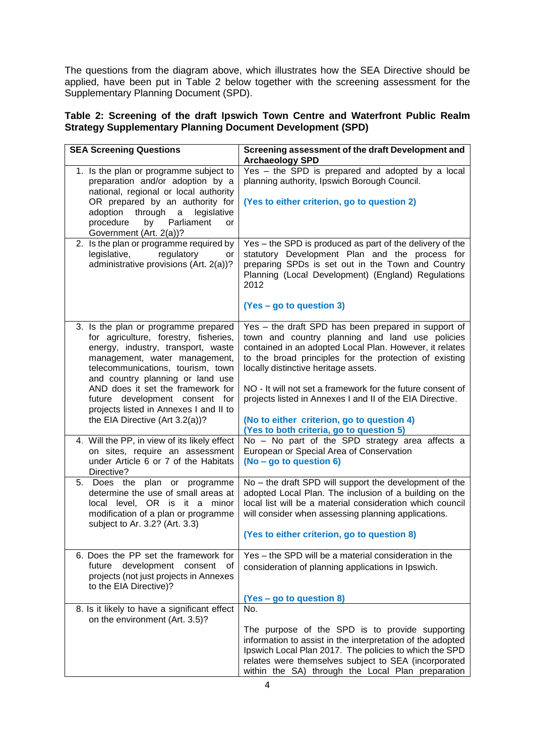The questions from the diagram above, which illustrates how the SEA Directive should be applied, have been put in Table 2 below together with the screening assessment for the Supplementary Planning Document (SPD).

**Table 2: Screening of the draft Ipswich Town Centre and Waterfront Public Realm Strategy Supplementary Planning Document Development (SPD)**

| SEA Screening Questions | Screening assessment of the draft Development and Archaeology SPD |
|---|---|
| 1. Is the plan or programme subject to preparation and/or adoption by a national, regional or local authority OR prepared by an authority for adoption through a legislative procedure by Parliament or Government (Art. 2(a))? | Yes – the SPD is prepared and adopted by a local planning authority, Ipswich Borough Council. <br><br> **(Yes to either criterion, go to question 2)** |
| 2. Is the plan or programme required by legislative, regulatory or administrative provisions (Art. 2(a))? | Yes – the SPD is produced as part of the delivery of the statutory Development Plan and the process for preparing SPDs is set out in the Town and Country Planning (Local Development) (England) Regulations 2012 <br><br> **(Yes – go to question 3)** |
| 3. Is the plan or programme prepared for agriculture, forestry, fisheries, energy, industry, transport, waste management, water management, telecommunications, tourism, town and country planning or land use AND does it set the framework for future development consent for projects listed in Annexes I and II to the EIA Directive (Art 3.2(a))? | Yes – the draft SPD has been prepared in support of town and country planning and land use policies contained in an adopted Local Plan. However, it relates to the broad principles for the protection of existing locally distinctive heritage assets. <br><br> NO - It will not set a framework for the future consent of projects listed in Annexes I and II of the EIA Directive. <br><br> **(No to either criterion, go to question 4)** <br> **(Yes to both criteria, go to question 5)** |
| 4. Will the PP, in view of its likely effect on sites, require an assessment under Article 6 or 7 of the Habitats Directive? | No – No part of the SPD strategy area affects a European or Special Area of Conservation <br> **(No – go to question 6)** |
| 5. Does the plan or programme determine the use of small areas at local level, OR is it a minor modification of a plan or programme subject to Ar. 3.2? (Art. 3.3) | No – the draft SPD will support the development of the adopted Local Plan. The inclusion of a building on the local list will be a material consideration which council will consider when assessing planning applications. <br><br> **(Yes to either criterion, go to question 8)** |
| 6. Does the PP set the framework for future development consent of projects (not just projects in Annexes to the EIA Directive)? | Yes – the SPD will be a material consideration in the consideration of planning applications in Ipswich. <br><br> **(Yes – go to question 8)** |
| 8. Is it likely to have a significant effect on the environment (Art. 3.5)? | No. <br><br> The purpose of the SPD is to provide supporting information to assist in the interpretation of the adopted Ipswich Local Plan 2017. The policies to which the SPD relates were themselves subject to SEA (incorporated within the SA) through the Local Plan preparation |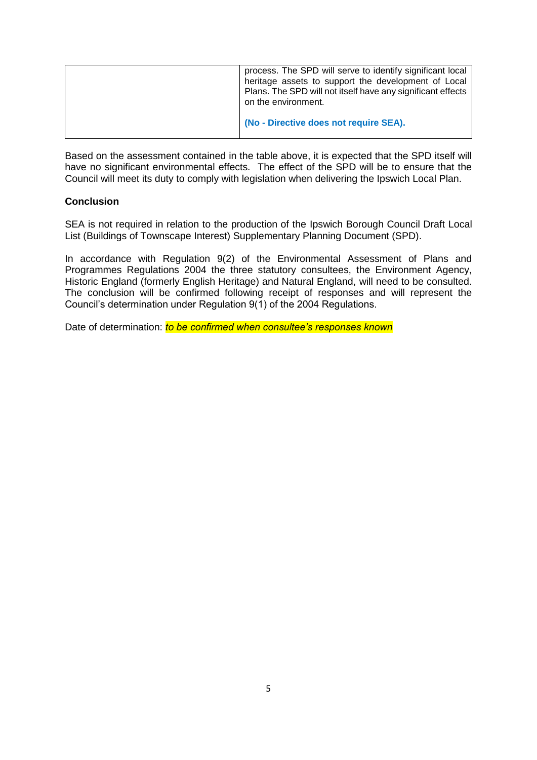|  | process. The SPD will serve to identify significant local heritage assets to support the development of Local Plans. The SPD will not itself have any significant effects on the environment.<br><br>**(No - Directive does not require SEA).** |
|---|---|

Based on the assessment contained in the table above, it is expected that the SPD itself will have no significant environmental effects. The effect of the SPD will be to ensure that the Council will meet its duty to comply with legislation when delivering the Ipswich Local Plan.

**Conclusion**

SEA is not required in relation to the production of the Ipswich Borough Council Draft Local List (Buildings of Townscape Interest) Supplementary Planning Document (SPD).

In accordance with Regulation 9(2) of the Environmental Assessment of Plans and Programmes Regulations 2004 the three statutory consultees, the Environment Agency, Historic England (formerly English Heritage) and Natural England, will need to be consulted. The conclusion will be confirmed following receipt of responses and will represent the Council's determination under Regulation 9(1) of the 2004 Regulations.

Date of determination: *to be confirmed when consultee's responses known*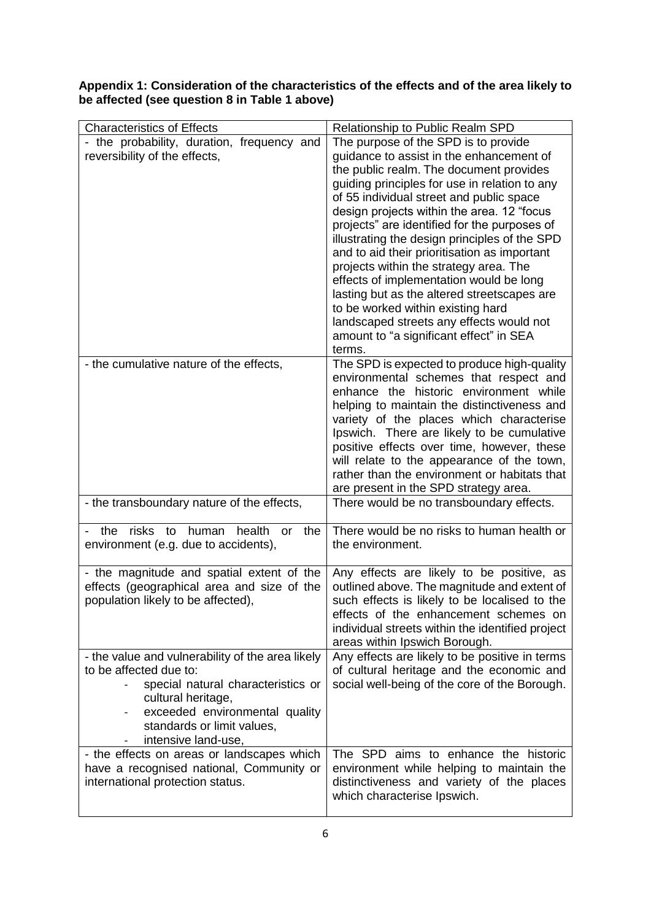**Appendix 1: Consideration of the characteristics of the effects and of the area likely to be affected (see question 8 in Table 1 above)**

| Characteristics of Effects | Relationship to Public Realm SPD |
|---|---|
| - the probability, duration, frequency and reversibility of the effects, | The purpose of the SPD is to provide guidance to assist in the enhancement of the public realm. The document provides guiding principles for use in relation to any of 55 individual street and public space design projects within the area. 12 "focus projects" are identified for the purposes of illustrating the design principles of the SPD and to aid their prioritisation as important projects within the strategy area. The effects of implementation would be long lasting but as the altered streetscapes are to be worked within existing hard landscaped streets any effects would not amount to "a significant effect" in SEA terms. |
| - the cumulative nature of the effects, | The SPD is expected to produce high-quality environmental schemes that respect and enhance the historic environment while helping to maintain the distinctiveness and variety of the places which characterise Ipswich. There are likely to be cumulative positive effects over time, however, these will relate to the appearance of the town, rather than the environment or habitats that are present in the SPD strategy area. |
| - the transboundary nature of the effects, | There would be no transboundary effects. |
| - the risks to human health or the environment (e.g. due to accidents), | There would be no risks to human health or the environment. |
| - the magnitude and spatial extent of the effects (geographical area and size of the population likely to be affected), | Any effects are likely to be positive, as outlined above. The magnitude and extent of such effects is likely to be localised to the effects of the enhancement schemes on individual streets within the identified project areas within Ipswich Borough. |
| - the value and vulnerability of the area likely to be affected due to:<br>- special natural characteristics or cultural heritage,<br>- exceeded environmental quality standards or limit values,<br>- intensive land-use, | Any effects are likely to be positive in terms of cultural heritage and the economic and social well-being of the core of the Borough. |
| - the effects on areas or landscapes which have a recognised national, Community or international protection status. | The SPD aims to enhance the historic environment while helping to maintain the distinctiveness and variety of the places which characterise Ipswich. |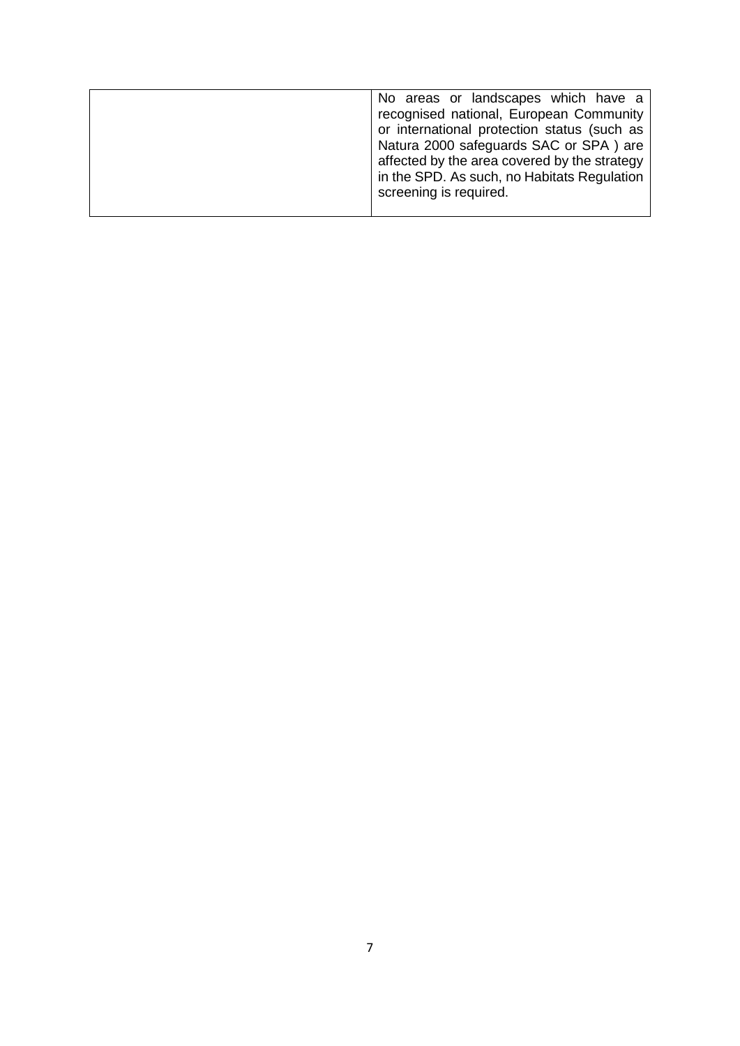| | |
|---|---|
| | No areas or landscapes which have a recognised national, European Community or international protection status (such as Natura 2000 safeguards SAC or SPA ) are affected by the area covered by the strategy in the SPD. As such, no Habitats Regulation screening is required. |